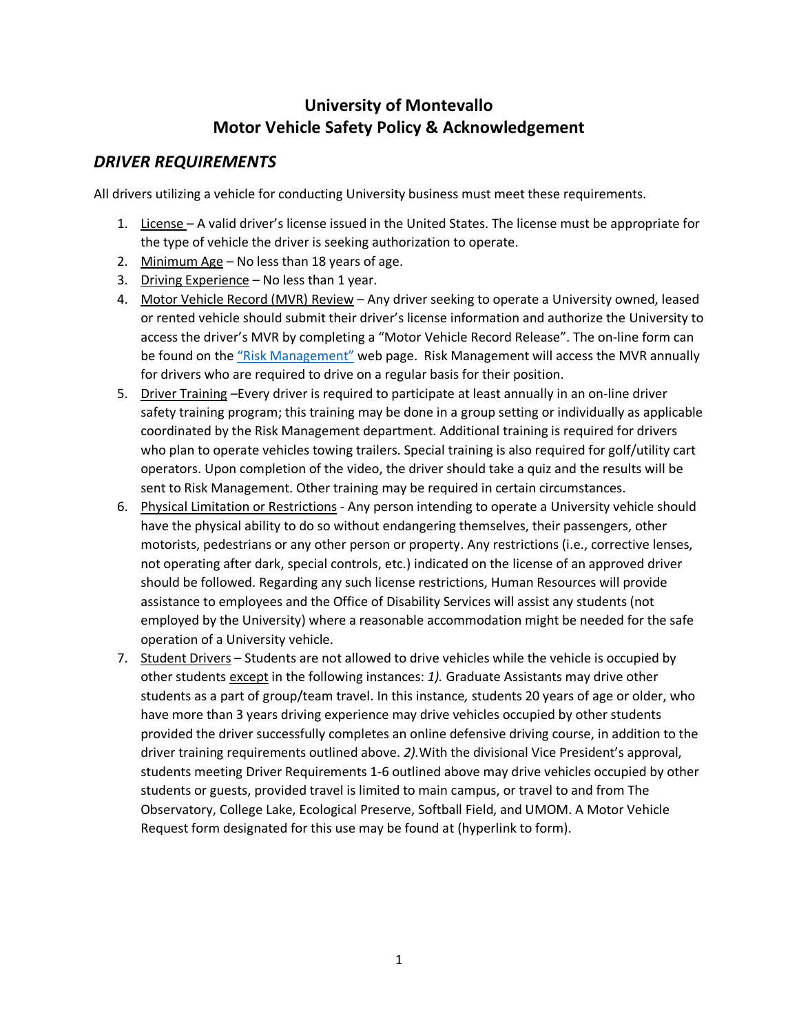# University of Montevallo
# Motor Vehicle Safety Policy & Acknowledgement

## *DRIVER REQUIREMENTS*

All drivers utilizing a vehicle for conducting University business must meet these requirements.

1. <u>License</u> – A valid driver's license issued in the United States. The license must be appropriate for the type of vehicle the driver is seeking authorization to operate.
2. <u>Minimum Age</u> – No less than 18 years of age.
3. <u>Driving Experience</u> – No less than 1 year.
4. <u>Motor Vehicle Record (MVR) Review</u> – Any driver seeking to operate a University owned, leased or rented vehicle should submit their driver's license information and authorize the University to access the driver's MVR by completing a "Motor Vehicle Record Release". The on-line form can be found on the "Risk Management" web page. Risk Management will access the MVR annually for drivers who are required to drive on a regular basis for their position.
5. <u>Driver Training</u> –Every driver is required to participate at least annually in an on-line driver safety training program; this training may be done in a group setting or individually as applicable coordinated by the Risk Management department. Additional training is required for drivers who plan to operate vehicles towing trailers. Special training is also required for golf/utility cart operators. Upon completion of the video, the driver should take a quiz and the results will be sent to Risk Management. Other training may be required in certain circumstances.
6. <u>Physical Limitation or Restrictions</u> - Any person intending to operate a University vehicle should have the physical ability to do so without endangering themselves, their passengers, other motorists, pedestrians or any other person or property. Any restrictions (i.e., corrective lenses, not operating after dark, special controls, etc.) indicated on the license of an approved driver should be followed. Regarding any such license restrictions, Human Resources will provide assistance to employees and the Office of Disability Services will assist any students (not employed by the University) where a reasonable accommodation might be needed for the safe operation of a University vehicle.
7. <u>Student Drivers</u> – Students are not allowed to drive vehicles while the vehicle is occupied by other students <u>except</u> in the following instances: *1).* Graduate Assistants may drive other students as a part of group/team travel. In this instance*,* students 20 years of age or older, who have more than 3 years driving experience may drive vehicles occupied by other students provided the driver successfully completes an online defensive driving course, in addition to the driver training requirements outlined above. *2).*With the divisional Vice President's approval, students meeting Driver Requirements 1-6 outlined above may drive vehicles occupied by other students or guests, provided travel is limited to main campus, or travel to and from The Observatory, College Lake, Ecological Preserve, Softball Field, and UMOM. A Motor Vehicle Request form designated for this use may be found at (hyperlink to form).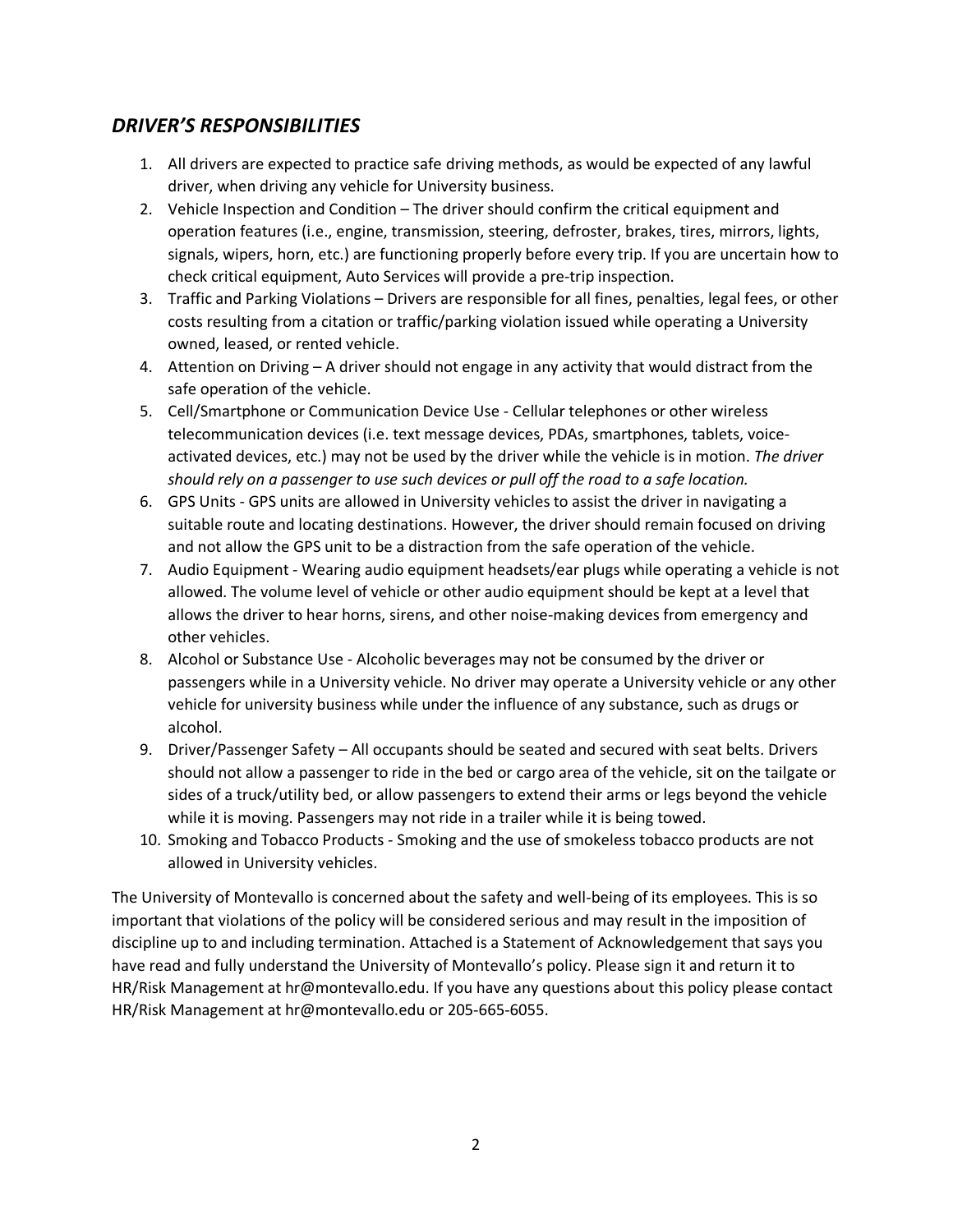## *DRIVER'S RESPONSIBILITIES*

1. All drivers are expected to practice safe driving methods, as would be expected of any lawful driver, when driving any vehicle for University business.
2. Vehicle Inspection and Condition – The driver should confirm the critical equipment and operation features (i.e., engine, transmission, steering, defroster, brakes, tires, mirrors, lights, signals, wipers, horn, etc.) are functioning properly before every trip. If you are uncertain how to check critical equipment, Auto Services will provide a pre-trip inspection.
3. Traffic and Parking Violations – Drivers are responsible for all fines, penalties, legal fees, or other costs resulting from a citation or traffic/parking violation issued while operating a University owned, leased, or rented vehicle.
4. Attention on Driving – A driver should not engage in any activity that would distract from the safe operation of the vehicle.
5. Cell/Smartphone or Communication Device Use - Cellular telephones or other wireless telecommunication devices (i.e. text message devices, PDAs, smartphones, tablets, voice-activated devices, etc.) may not be used by the driver while the vehicle is in motion. *The driver should rely on a passenger to use such devices or pull off the road to a safe location.*
6. GPS Units - GPS units are allowed in University vehicles to assist the driver in navigating a suitable route and locating destinations. However, the driver should remain focused on driving and not allow the GPS unit to be a distraction from the safe operation of the vehicle.
7. Audio Equipment - Wearing audio equipment headsets/ear plugs while operating a vehicle is not allowed. The volume level of vehicle or other audio equipment should be kept at a level that allows the driver to hear horns, sirens, and other noise-making devices from emergency and other vehicles.
8. Alcohol or Substance Use - Alcoholic beverages may not be consumed by the driver or passengers while in a University vehicle. No driver may operate a University vehicle or any other vehicle for university business while under the influence of any substance, such as drugs or alcohol.
9. Driver/Passenger Safety – All occupants should be seated and secured with seat belts. Drivers should not allow a passenger to ride in the bed or cargo area of the vehicle, sit on the tailgate or sides of a truck/utility bed, or allow passengers to extend their arms or legs beyond the vehicle while it is moving. Passengers may not ride in a trailer while it is being towed.
10. Smoking and Tobacco Products - Smoking and the use of smokeless tobacco products are not allowed in University vehicles.

The University of Montevallo is concerned about the safety and well-being of its employees. This is so important that violations of the policy will be considered serious and may result in the imposition of discipline up to and including termination. Attached is a Statement of Acknowledgement that says you have read and fully understand the University of Montevallo's policy. Please sign it and return it to HR/Risk Management at hr@montevallo.edu. If you have any questions about this policy please contact HR/Risk Management at hr@montevallo.edu or 205-665-6055.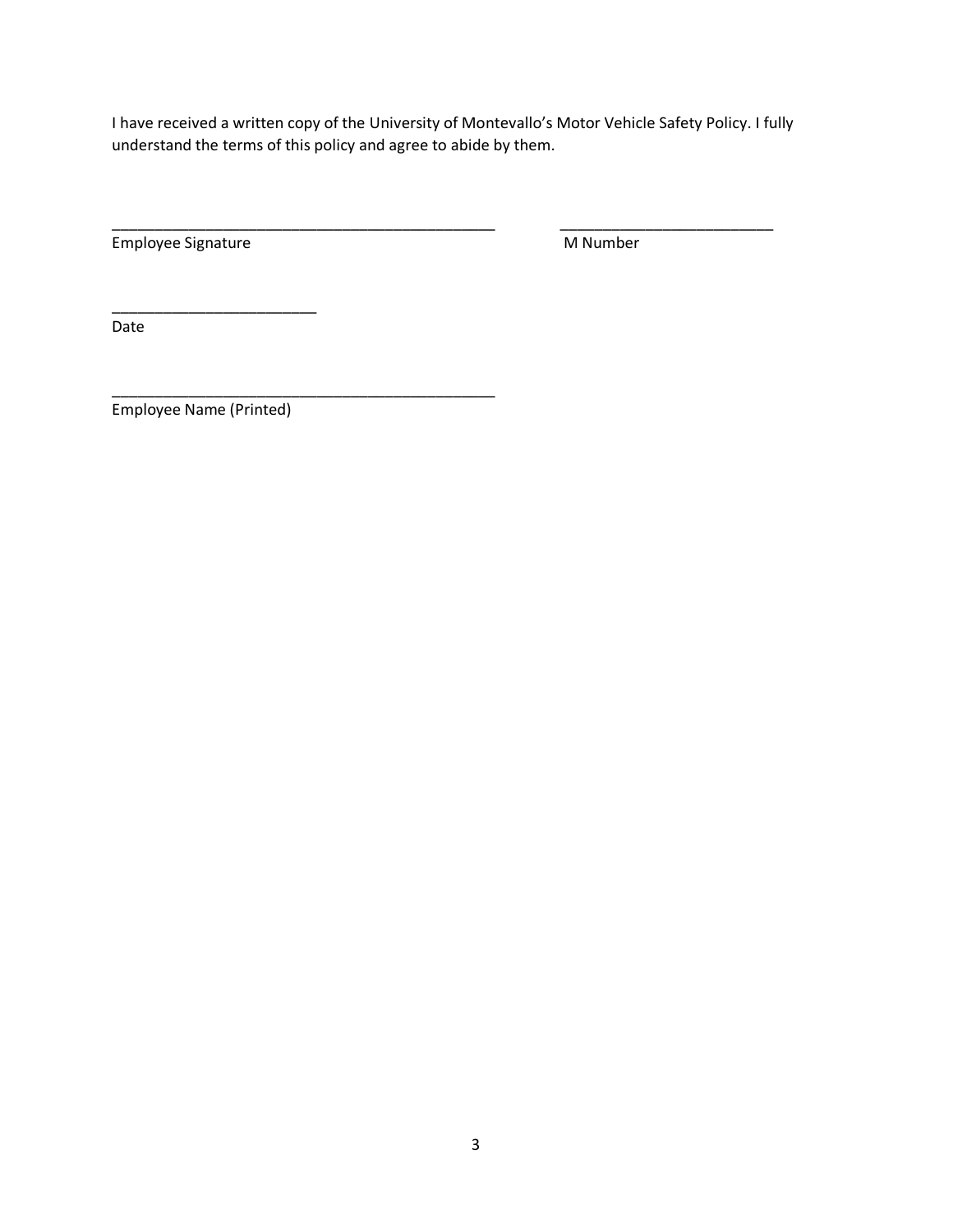I have received a written copy of the University of Montevallo's Motor Vehicle Safety Policy. I fully understand the terms of this policy and agree to abide by them.

_______________________________________________ _________________________

Employee Signature M Number

________________________

Date

_______________________________________________

Employee Name (Printed)